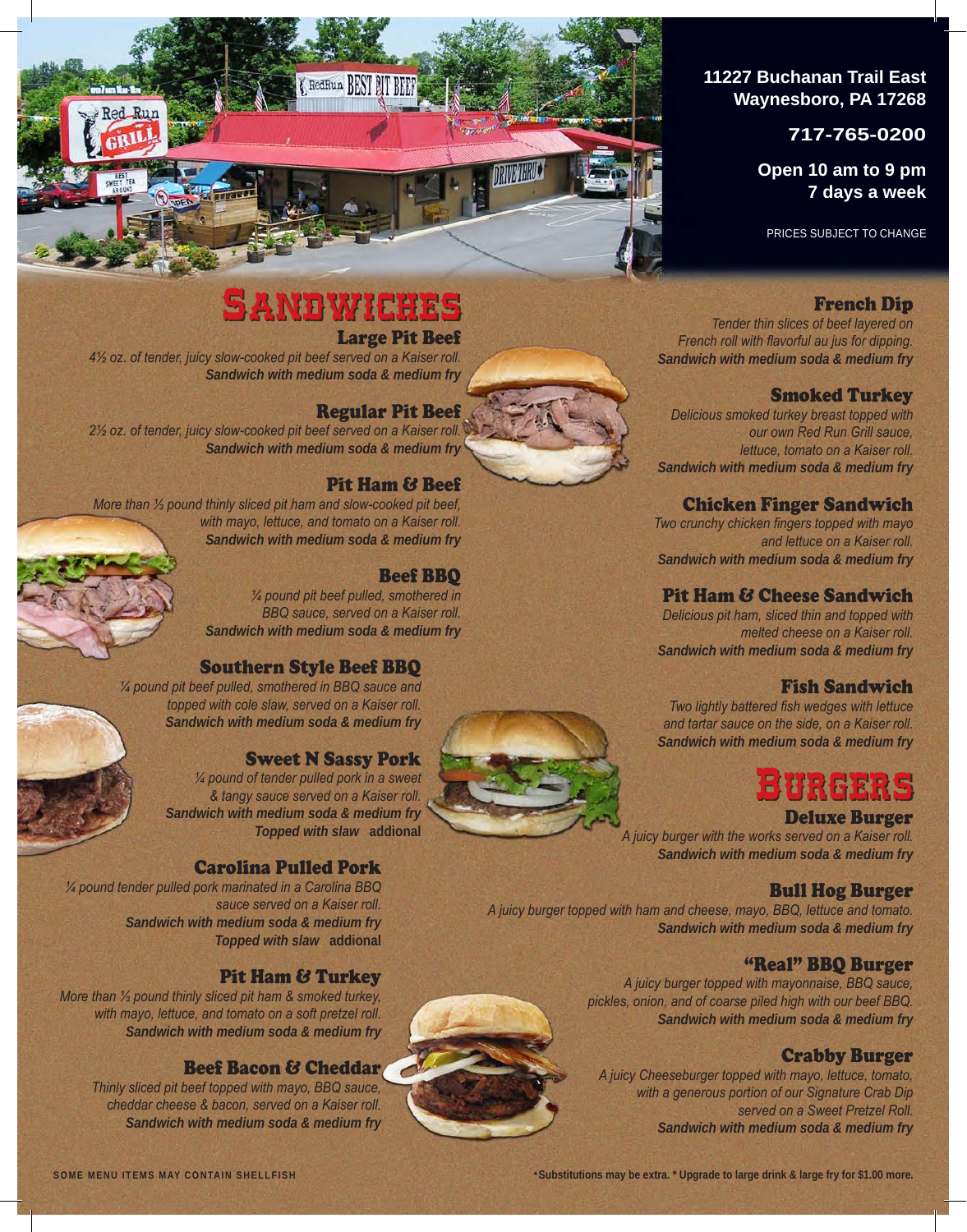11227 Buchanan Trail East
Waynesboro, PA 17268

717-765-0200

Open 10 am to 9 pm
7 days a week

PRICES SUBJECT TO CHANGE

# Sandwiches

### Large Pit Beef
*4½ oz. of tender, juicy slow-cooked pit beef served on a Kaiser roll.*
***Sandwich with medium soda & medium fry***

### Regular Pit Beef
*2½ oz. of tender, juicy slow-cooked pit beef served on a Kaiser roll.*
***Sandwich with medium soda & medium fry***

### Pit Ham & Beef
*More than ⅓ pound thinly sliced pit ham and slow-cooked pit beef, with mayo, lettuce, and tomato on a Kaiser roll.*
***Sandwich with medium soda & medium fry***

### Beef BBQ
*¼ pound pit beef pulled, smothered in BBQ sauce, served on a Kaiser roll.*
***Sandwich with medium soda & medium fry***

### Southern Style Beef BBQ
*¼ pound pit beef pulled, smothered in BBQ sauce and topped with cole slaw, served on a Kaiser roll.*
***Sandwich with medium soda & medium fry***

### Sweet N Sassy Pork
*¼ pound of tender pulled pork in a sweet & tangy sauce served on a Kaiser roll.*
***Sandwich with medium soda & medium fry***
***Topped with slaw*** **addional**

### Carolina Pulled Pork
*¼ pound tender pulled pork marinated in a Carolina BBQ sauce served on a Kaiser roll.*
***Sandwich with medium soda & medium fry***
***Topped with slaw*** **addional**

### Pit Ham & Turkey
*More than ⅓ pound thinly sliced pit ham & smoked turkey, with mayo, lettuce, and tomato on a soft pretzel roll.*
***Sandwich with medium soda & medium fry***

### Beef Bacon & Cheddar
*Thinly sliced pit beef topped with mayo, BBQ sauce, cheddar cheese & bacon, served on a Kaiser roll.*
***Sandwich with medium soda & medium fry***

### French Dip
*Tender thin slices of beef layered on French roll with flavorful au jus for dipping.*
***Sandwich with medium soda & medium fry***

### Smoked Turkey
*Delicious smoked turkey breast topped with our own Red Run Grill sauce, lettuce, tomato on a Kaiser roll.*
***Sandwich with medium soda & medium fry***

### Chicken Finger Sandwich
*Two crunchy chicken fingers topped with mayo and lettuce on a Kaiser roll.*
***Sandwich with medium soda & medium fry***

### Pit Ham & Cheese Sandwich
*Delicious pit ham, sliced thin and topped with melted cheese on a Kaiser roll.*
***Sandwich with medium soda & medium fry***

### Fish Sandwich
*Two lightly battered fish wedges with lettuce and tartar sauce on the side, on a Kaiser roll.*
***Sandwich with medium soda & medium fry***

# Burgers

### Deluxe Burger
*A juicy burger with the works served on a Kaiser roll.*
***Sandwich with medium soda & medium fry***

### Bull Hog Burger
*A juicy burger topped with ham and cheese, mayo, BBQ, lettuce and tomato.*
***Sandwich with medium soda & medium fry***

### "Real" BBQ Burger
*A juicy burger topped with mayonnaise, BBQ sauce, pickles, onion, and of coarse piled high with our beef BBQ.*
***Sandwich with medium soda & medium fry***

### Crabby Burger
*A juicy Cheeseburger topped with mayo, lettuce, tomato, with a generous portion of our Signature Crab Dip served on a Sweet Pretzel Roll.*
***Sandwich with medium soda & medium fry***

SOME MENU ITEMS MAY CONTAIN SHELLFISH

\* Substitutions may be extra. * Upgrade to large drink & large fry for $1.00 more.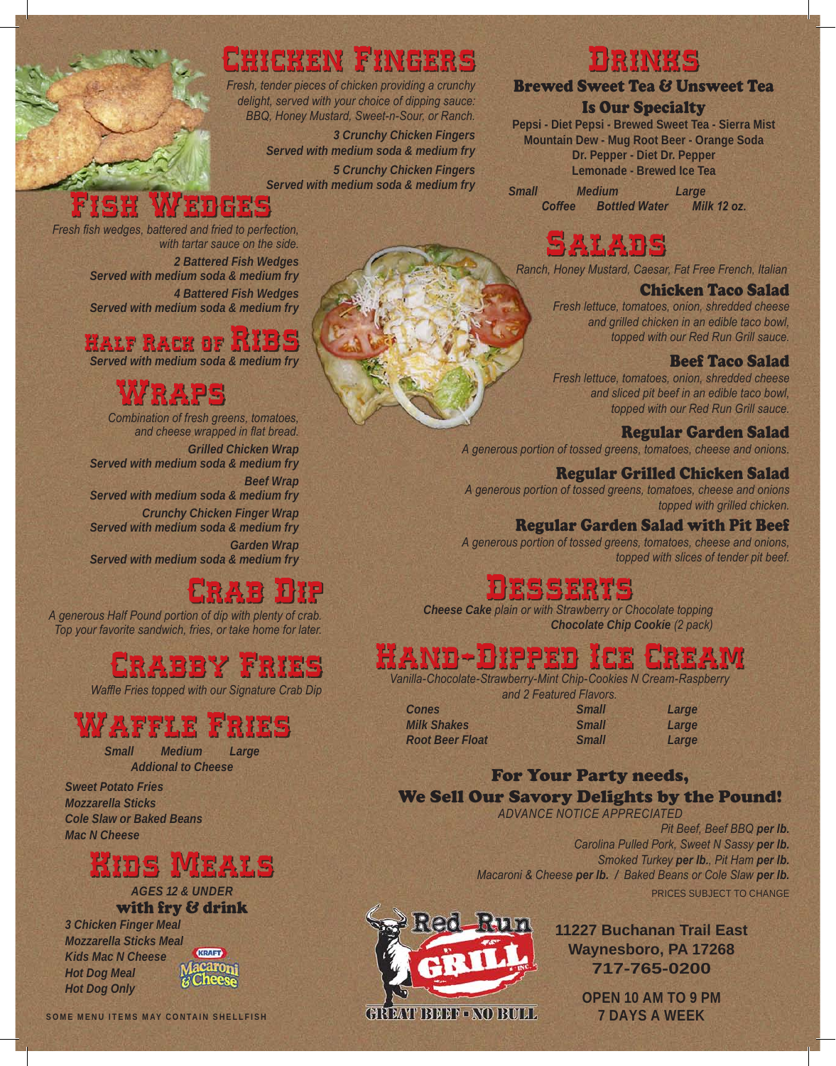## Chicken Fingers

*Fresh, tender pieces of chicken providing a crunchy delight, served with your choice of dipping sauce: BBQ, Honey Mustard, Sweet-n-Sour, or Ranch.*

***3 Crunchy Chicken Fingers***
***Served with medium soda & medium fry***

***5 Crunchy Chicken Fingers***
***Served with medium soda & medium fry***

## Fish Wedges

*Fresh fish wedges, battered and fried to perfection, with tartar sauce on the side.*

***2 Battered Fish Wedges***
***Served with medium soda & medium fry***

***4 Battered Fish Wedges***
***Served with medium soda & medium fry***

## Half Rack of Ribs

***Served with medium soda & medium fry***

## Wraps

*Combination of fresh greens, tomatoes, and cheese wrapped in flat bread.*

***Grilled Chicken Wrap***
***Served with medium soda & medium fry***

***Beef Wrap***
***Served with medium soda & medium fry***

***Crunchy Chicken Finger Wrap***
***Served with medium soda & medium fry***

***Garden Wrap***
***Served with medium soda & medium fry***

## Crab Dip

*A generous Half Pound portion of dip with plenty of crab. Top your favorite sandwich, fries, or take home for later.*

## Crabby Fries

*Waffle Fries topped with our Signature Crab Dip*

## Waffle Fries

***Small Medium Large***
***Addional to Cheese***

***Sweet Potato Fries***
***Mozzarella Sticks***
***Cole Slaw or Baked Beans***
***Mac N Cheese***

## Kids Meals

***AGES 12 & UNDER***

**with fry & drink**

***3 Chicken Finger Meal***
***Mozzarella Sticks Meal***
***Kids Mac N Cheese***
***Hot Dog Meal***
***Hot Dog Only***

KRAFT Macaroni & Cheese

**SOME MENU ITEMS MAY CONTAIN SHELLFISH**

## Drinks

**Brewed Sweet Tea & Unsweet Tea Is Our Specialty**

**Pepsi - Diet Pepsi - Brewed Sweet Tea - Sierra Mist**
**Mountain Dew - Mug Root Beer - Orange Soda**
**Dr. Pepper - Diet Dr. Pepper**
**Lemonade - Brewed Ice Tea**

***Small Medium Large***
***Coffee Bottled Water Milk 12 oz.***

## Salads

*Ranch, Honey Mustard, Caesar, Fat Free French, Italian*

### Chicken Taco Salad
*Fresh lettuce, tomatoes, onion, shredded cheese and grilled chicken in an edible taco bowl, topped with our Red Run Grill sauce.*

### Beef Taco Salad
*Fresh lettuce, tomatoes, onion, shredded cheese and sliced pit beef in an edible taco bowl, topped with our Red Run Grill sauce.*

### Regular Garden Salad
*A generous portion of tossed greens, tomatoes, cheese and onions.*

### Regular Grilled Chicken Salad
*A generous portion of tossed greens, tomatoes, cheese and onions topped with grilled chicken.*

### Regular Garden Salad with Pit Beef
*A generous portion of tossed greens, tomatoes, cheese and onions, topped with slices of tender pit beef.*

## Desserts

***Cheese Cake*** *plain or with Strawberry or Chocolate topping*
***Chocolate Chip Cookie*** *(2 pack)*

## Hand-Dipped Ice Cream

*Vanilla-Chocolate-Strawberry-Mint Chip-Cookies N Cream-Raspberry and 2 Featured Flavors.*

| | | |
|---|---|---|
| ***Cones*** | ***Small*** | ***Large*** |
| ***Milk Shakes*** | ***Small*** | ***Large*** |
| ***Root Beer Float*** | ***Small*** | ***Large*** |

### For Your Party needs, We Sell Our Savory Delights by the Pound!

*ADVANCE NOTICE APPRECIATED*

*Pit Beef, Beef BBQ* ***per lb.***
*Carolina Pulled Pork, Sweet N Sassy* ***per lb.***
*Smoked Turkey* ***per lb.****, Pit Ham* ***per lb.***
*Macaroni & Cheese* ***per lb.*** */ Baked Beans or Cole Slaw* ***per lb.***

PRICES SUBJECT TO CHANGE

Red Run GRILL INC.
GREAT BEEF • NO BULL

**11227 Buchanan Trail East**
**Waynesboro, PA 17268**
**717-765-0200**

**OPEN 10 AM TO 9 PM**
**7 DAYS A WEEK**